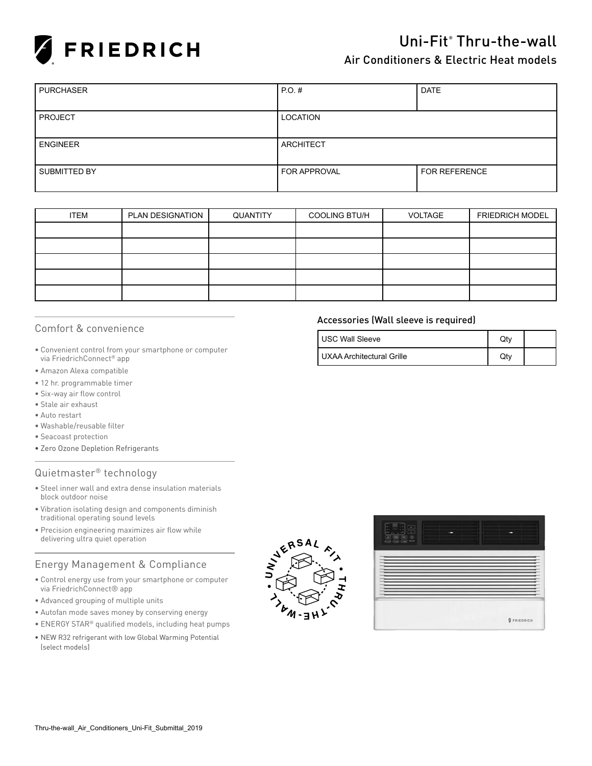# FRIEDRICH

## Uni-Fit® Thru-the-wall

### Air Conditioners & Electric Heat models

| PURCHASER | P.O. # | DATE |
|---|---|---|
| PROJECT | LOCATION | |
| ENGINEER | ARCHITECT | |
| SUBMITTED BY | FOR APPROVAL | FOR REFERENCE |

| ITEM | PLAN DESIGNATION | QUANTITY | COOLING BTU/H | VOLTAGE | FRIEDRICH MODEL |
|---|---|---|---|---|---|
| | | | | | |
| | | | | | |
| | | | | | |
| | | | | | |
| | | | | | |

## Comfort & convenience

- Convenient control from your smartphone or computer via FriedrichConnect® app
- Amazon Alexa compatible
- 12 hr. programmable timer
- Six-way air flow control
- Stale air exhaust
- Auto restart
- Washable/reusable filter
- Seacoast protection
- Zero Ozone Depletion Refrigerants

## Quietmaster® technology

- Steel inner wall and extra dense insulation materials block outdoor noise
- Vibration isolating design and components diminish traditional operating sound levels
- Precision engineering maximizes air flow while delivering ultra quiet operation

## Energy Management & Compliance

- Control energy use from your smartphone or computer via FriedrichConnect® app
- Advanced grouping of multiple units
- Autofan mode saves money by conserving energy
- ENERGY STAR® qualified models, including heat pumps
- NEW R32 refrigerant with low Global Warming Potential (select models)

## Accessories (Wall sleeve is required)

| | | |
|---|---|---|
| USC Wall Sleeve | Qty | |
| UXAA Architectural Grille | Qty | |

UNIVERSAL FIT • THRU-THE-WALL •

Thru-the-wall_Air_Conditioners_Uni-Fit_Submittal_2019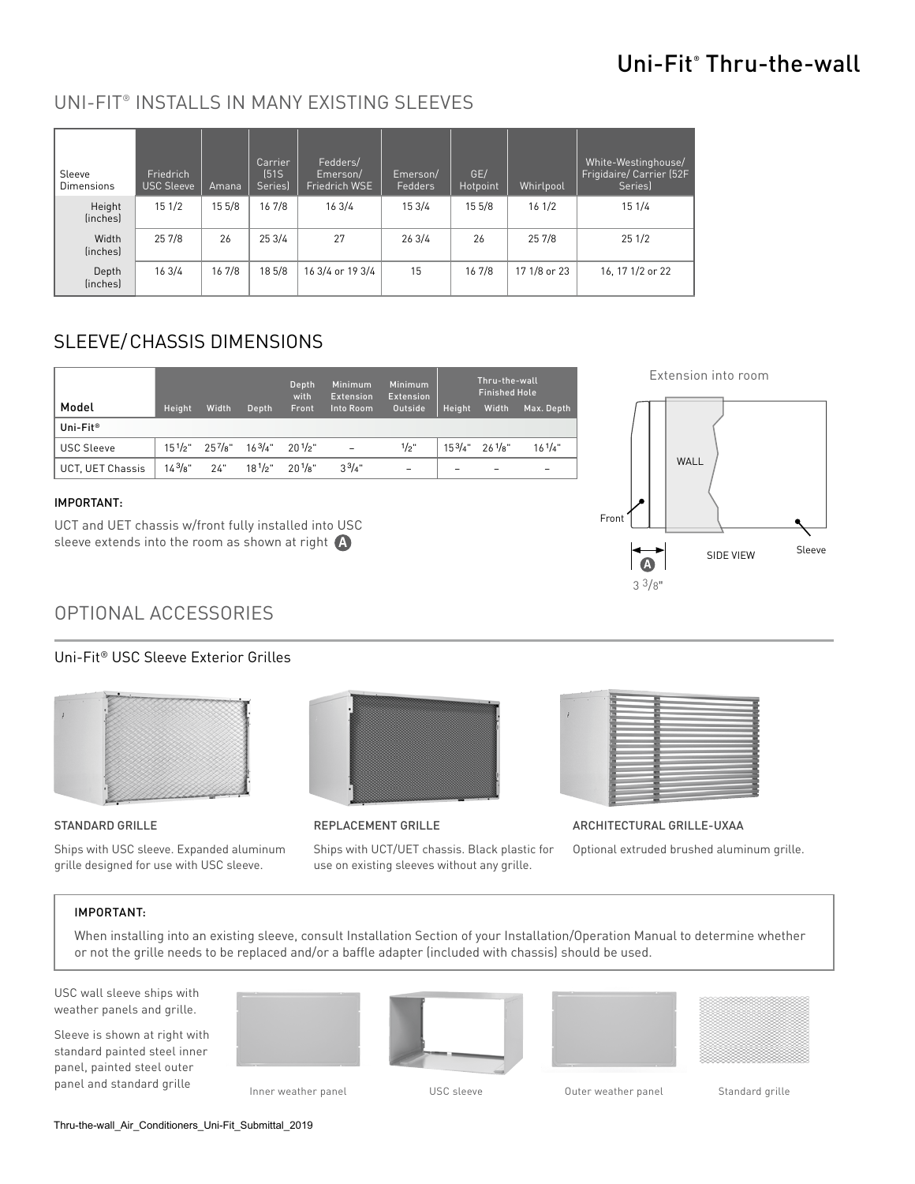# Uni-Fit® Thru-the-wall

## UNI-FIT® INSTALLS IN MANY EXISTING SLEEVES

| Sleeve Dimensions | Friedrich USC Sleeve | Amana | Carrier (51S Series) | Fedders/ Emerson/ Friedrich WSE | Emerson/ Fedders | GE/ Hotpoint | Whirlpool | White-Westinghouse/ Frigidaire/ Carrier (52F Series) |
|---|---|---|---|---|---|---|---|---|
| Height (inches) | 15 1/2 | 15 5/8 | 16 7/8 | 16 3/4 | 15 3/4 | 15 5/8 | 16 1/2 | 15 1/4 |
| Width (inches) | 25 7/8 | 26 | 25 3/4 | 27 | 26 3/4 | 26 | 25 7/8 | 25 1/2 |
| Depth (inches) | 16 3/4 | 16 7/8 | 18 5/8 | 16 3/4 or 19 3/4 | 15 | 16 7/8 | 17 1/8 or 23 | 16, 17 1/2 or 22 |

## SLEEVE/CHASSIS DIMENSIONS

| Model | Height | Width | Depth | Depth with Front | Minimum Extension Into Room | Minimum Extension Outside | Thru-the-wall Finished Hole Height | Thru-the-wall Finished Hole Width | Thru-the-wall Finished Hole Max. Depth |
|---|---|---|---|---|---|---|---|---|---|
| **Uni-Fit®** | | | | | | | | | |
| USC Sleeve | 15 1/2" | 25 7/8" | 16 3/4" | 20 1/2" | – | 1/2" | 15 3/4" | 26 1/8" | 16 1/4" |
| UCT, UET Chassis | 14 3/8" | 24" | 18 1/2" | 20 1/8" | 3 3/4" | – | – | – | – |

**IMPORTANT:**

UCT and UET chassis w/front fully installed into USC sleeve extends into the room as shown at right (A)

Extension into room

WALL

Front

Sleeve

SIDE VIEW

(A) 3 3/8"

## OPTIONAL ACCESSORIES

### Uni-Fit® USC Sleeve Exterior Grilles

**STANDARD GRILLE**

Ships with USC sleeve. Expanded aluminum grille designed for use with USC sleeve.

**REPLACEMENT GRILLE**

Ships with UCT/UET chassis. Black plastic for use on existing sleeves without any grille.

**ARCHITECTURAL GRILLE-UXAA**

Optional extruded brushed aluminum grille.

**IMPORTANT:**

When installing into an existing sleeve, consult Installation Section of your Installation/Operation Manual to determine whether or not the grille needs to be replaced and/or a baffle adapter (included with chassis) should be used.

USC wall sleeve ships with weather panels and grille.

Sleeve is shown at right with standard painted steel inner panel, painted steel outer panel and standard grille

Inner weather panel

USC sleeve

Outer weather panel

Standard grille

Thru-the-wall_Air_Conditioners_Uni-Fit_Submittal_2019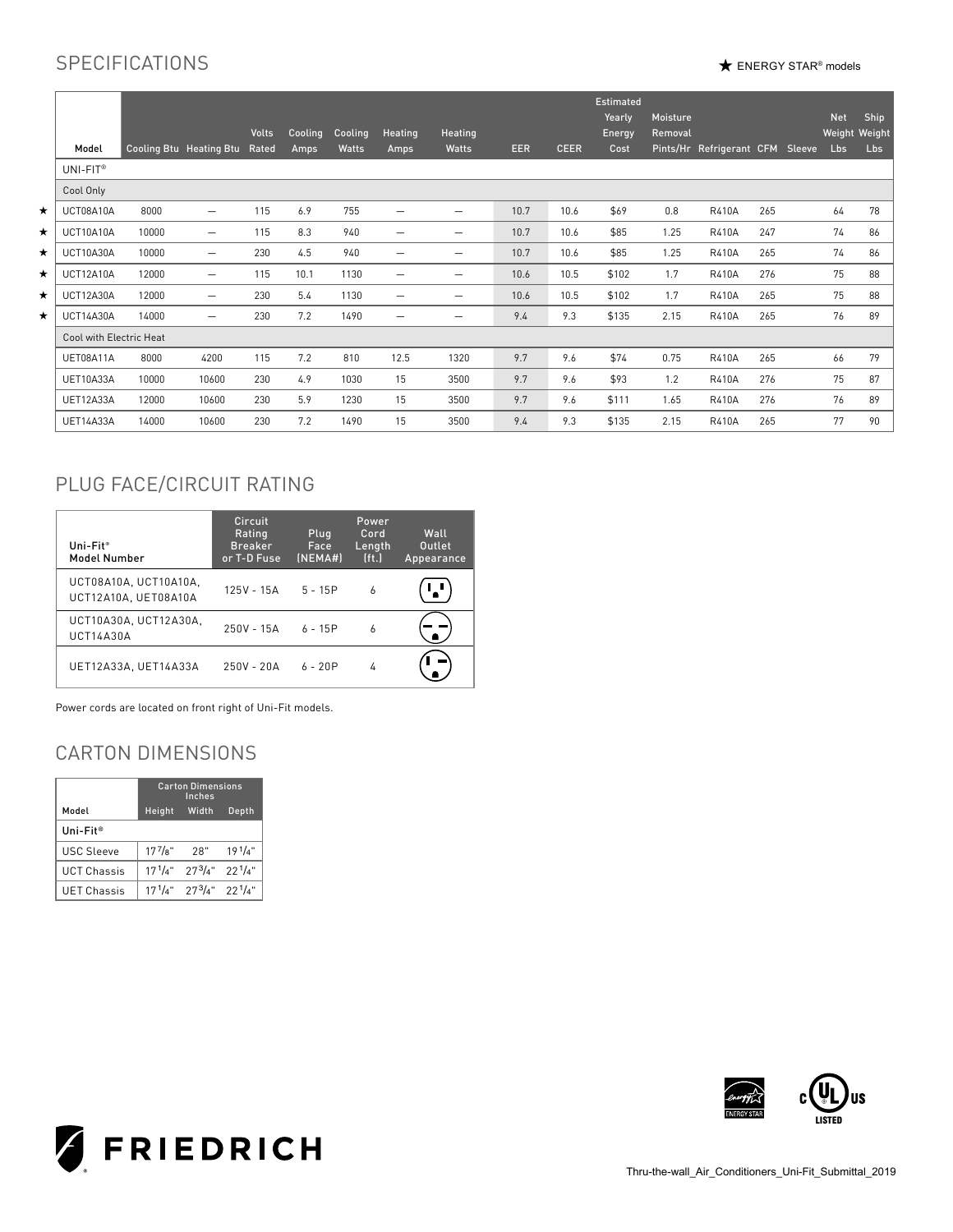## SPECIFICATIONS

★ ENERGY STAR® models

| | Model | Cooling Btu | Heating Btu | Volts Rated | Cooling Amps | Cooling Watts | Heating Amps | Heating Watts | EER | CEER | Estimated Yearly Energy Cost | Moisture Removal Pints/Hr | Refrigerant | CFM | Sleeve | Net Weight Lbs | Ship Weight Lbs |
|---|---|---|---|---|---|---|---|---|---|---|---|---|---|---|---|---|---|
| | UNI-FIT® | | | | | | | | | | | | | | | | |
| | Cool Only | | | | | | | | | | | | | | | | |
| ★ | UCT08A10A | 8000 | — | 115 | 6.9 | 755 | — | — | 10.7 | 10.6 | $69 | 0.8 | R410A | 265 | | 64 | 78 |
| ★ | UCT10A10A | 10000 | — | 115 | 8.3 | 940 | — | — | 10.7 | 10.6 | $85 | 1.25 | R410A | 247 | | 74 | 86 |
| ★ | UCT10A30A | 10000 | — | 230 | 4.5 | 940 | — | — | 10.7 | 10.6 | $85 | 1.25 | R410A | 265 | | 74 | 86 |
| ★ | UCT12A10A | 12000 | — | 115 | 10.1 | 1130 | — | — | 10.6 | 10.5 | $102 | 1.7 | R410A | 276 | | 75 | 88 |
| ★ | UCT12A30A | 12000 | — | 230 | 5.4 | 1130 | — | — | 10.6 | 10.5 | $102 | 1.7 | R410A | 265 | | 75 | 88 |
| ★ | UCT14A30A | 14000 | — | 230 | 7.2 | 1490 | — | — | 9.4 | 9.3 | $135 | 2.15 | R410A | 265 | | 76 | 89 |
| | Cool with Electric Heat | | | | | | | | | | | | | | | | |
| | UET08A11A | 8000 | 4200 | 115 | 7.2 | 810 | 12.5 | 1320 | 9.7 | 9.6 | $74 | 0.75 | R410A | 265 | | 66 | 79 |
| | UET10A33A | 10000 | 10600 | 230 | 4.9 | 1030 | 15 | 3500 | 9.7 | 9.6 | $93 | 1.2 | R410A | 276 | | 75 | 87 |
| | UET12A33A | 12000 | 10600 | 230 | 5.9 | 1230 | 15 | 3500 | 9.7 | 9.6 | $111 | 1.65 | R410A | 276 | | 76 | 89 |
| | UET14A33A | 14000 | 10600 | 230 | 7.2 | 1490 | 15 | 3500 | 9.4 | 9.3 | $135 | 2.15 | R410A | 265 | | 77 | 90 |

## PLUG FACE/CIRCUIT RATING

| Uni-Fit® Model Number | Circuit Rating Breaker or T-D Fuse | Plug Face (NEMA#) | Power Cord Length (ft.) | Wall Outlet Appearance |
|---|---|---|---|---|
| UCT08A10A, UCT10A10A, UCT12A10A, UET08A10A | 125V - 15A | 5 - 15P | 6 | |
| UCT10A30A, UCT12A30A, UCT14A30A | 250V - 15A | 6 - 15P | 6 | |
| UET12A33A, UET14A33A | 250V - 20A | 6 - 20P | 4 | |

Power cords are located on front right of Uni-Fit models.

## CARTON DIMENSIONS

| Model | Carton Dimensions Inches | | |
|---|---|---|---|
| | Height | Width | Depth |
| Uni-Fit® | | | |
| USC Sleeve | 17 7/8" | 28" | 19 1/4" |
| UCT Chassis | 17 1/4" | 27 3/4" | 22 1/4" |
| UET Chassis | 17 1/4" | 27 3/4" | 22 1/4" |

FRIEDRICH

Thru-the-wall_Air_Conditioners_Uni-Fit_Submittal_2019